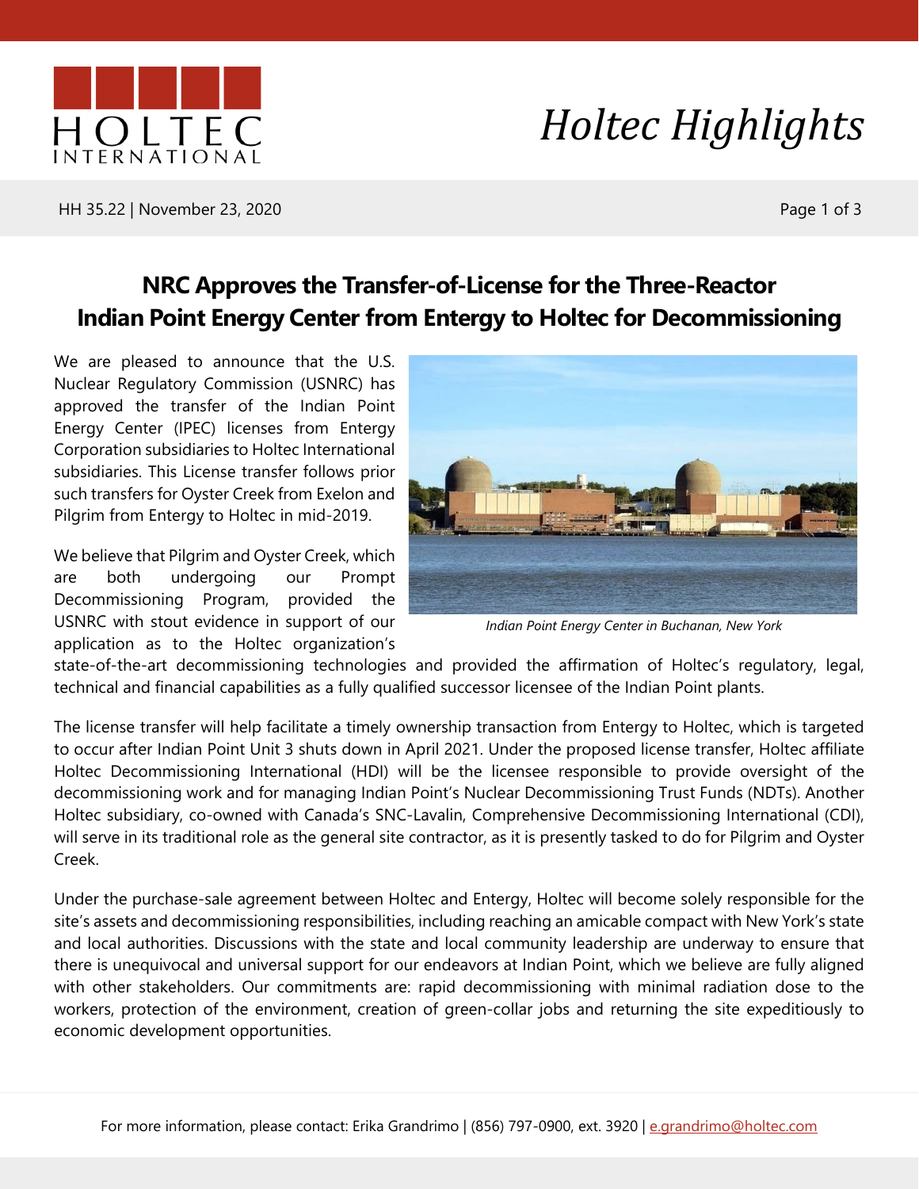# Holtec Highlights

HH 35.22 | November 23, 2020

## NRC Approves the Transfer-of-License for the Three-Reactor Indian Point Energy Center from Entergy to Holtec for Decommissioning

We are pleased to announce that the U.S. Nuclear Regulatory Commission (USNRC) has approved the transfer of the Indian Point Energy Center (IPEC) licenses from Entergy Corporation subsidiaries to Holtec International subsidiaries. This License transfer follows prior such transfers for Oyster Creek from Exelon and Pilgrim from Entergy to Holtec in mid-2019.

*Indian Point Energy Center in Buchanan, New York*

We believe that Pilgrim and Oyster Creek, which are both undergoing our Prompt Decommissioning Program, provided the USNRC with stout evidence in support of our application as to the Holtec organization's state-of-the-art decommissioning technologies and provided the affirmation of Holtec's regulatory, legal, technical and financial capabilities as a fully qualified successor licensee of the Indian Point plants.

The license transfer will help facilitate a timely ownership transaction from Entergy to Holtec, which is targeted to occur after Indian Point Unit 3 shuts down in April 2021. Under the proposed license transfer, Holtec affiliate Holtec Decommissioning International (HDI) will be the licensee responsible to provide oversight of the decommissioning work and for managing Indian Point's Nuclear Decommissioning Trust Funds (NDTs). Another Holtec subsidiary, co-owned with Canada's SNC-Lavalin, Comprehensive Decommissioning International (CDI), will serve in its traditional role as the general site contractor, as it is presently tasked to do for Pilgrim and Oyster Creek.

Under the purchase-sale agreement between Holtec and Entergy, Holtec will become solely responsible for the site's assets and decommissioning responsibilities, including reaching an amicable compact with New York's state and local authorities. Discussions with the state and local community leadership are underway to ensure that there is unequivocal and universal support for our endeavors at Indian Point, which we believe are fully aligned with other stakeholders. Our commitments are: rapid decommissioning with minimal radiation dose to the workers, protection of the environment, creation of green-collar jobs and returning the site expeditiously to economic development opportunities.

For more information, please contact: Erika Grandrimo | (856) 797-0900, ext. 3920 | e.grandrimo@holtec.com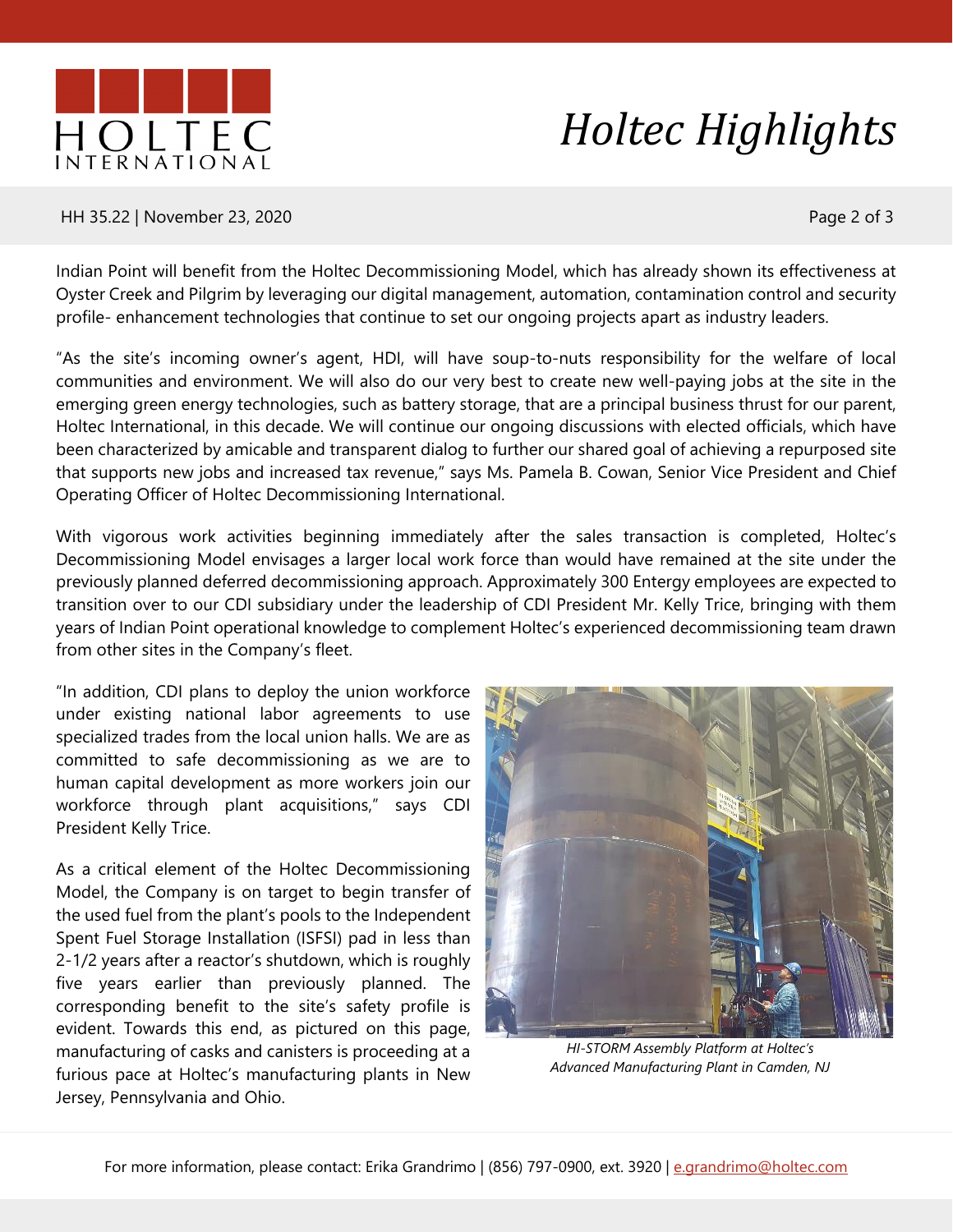Indian Point will benefit from the Holtec Decommissioning Model, which has already shown its effectiveness at Oyster Creek and Pilgrim by leveraging our digital management, automation, contamination control and security profile- enhancement technologies that continue to set our ongoing projects apart as industry leaders.

"As the site's incoming owner's agent, HDI, will have soup-to-nuts responsibility for the welfare of local communities and environment. We will also do our very best to create new well-paying jobs at the site in the emerging green energy technologies, such as battery storage, that are a principal business thrust for our parent, Holtec International, in this decade. We will continue our ongoing discussions with elected officials, which have been characterized by amicable and transparent dialog to further our shared goal of achieving a repurposed site that supports new jobs and increased tax revenue," says Ms. Pamela B. Cowan, Senior Vice President and Chief Operating Officer of Holtec Decommissioning International.

With vigorous work activities beginning immediately after the sales transaction is completed, Holtec's Decommissioning Model envisages a larger local work force than would have remained at the site under the previously planned deferred decommissioning approach. Approximately 300 Entergy employees are expected to transition over to our CDI subsidiary under the leadership of CDI President Mr. Kelly Trice, bringing with them years of Indian Point operational knowledge to complement Holtec's experienced decommissioning team drawn from other sites in the Company's fleet.

"In addition, CDI plans to deploy the union workforce under existing national labor agreements to use specialized trades from the local union halls. We are as committed to safe decommissioning as we are to human capital development as more workers join our workforce through plant acquisitions," says CDI President Kelly Trice.

As a critical element of the Holtec Decommissioning Model, the Company is on target to begin transfer of the used fuel from the plant's pools to the Independent Spent Fuel Storage Installation (ISFSI) pad in less than 2-1/2 years after a reactor's shutdown, which is roughly five years earlier than previously planned. The corresponding benefit to the site's safety profile is evident. Towards this end, as pictured on this page, manufacturing of casks and canisters is proceeding at a furious pace at Holtec's manufacturing plants in New Jersey, Pennsylvania and Ohio.

*HI-STORM Assembly Platform at Holtec's Advanced Manufacturing Plant in Camden, NJ*

For more information, please contact: Erika Grandrimo | (856) 797-0900, ext. 3920 | e.grandrimo@holtec.com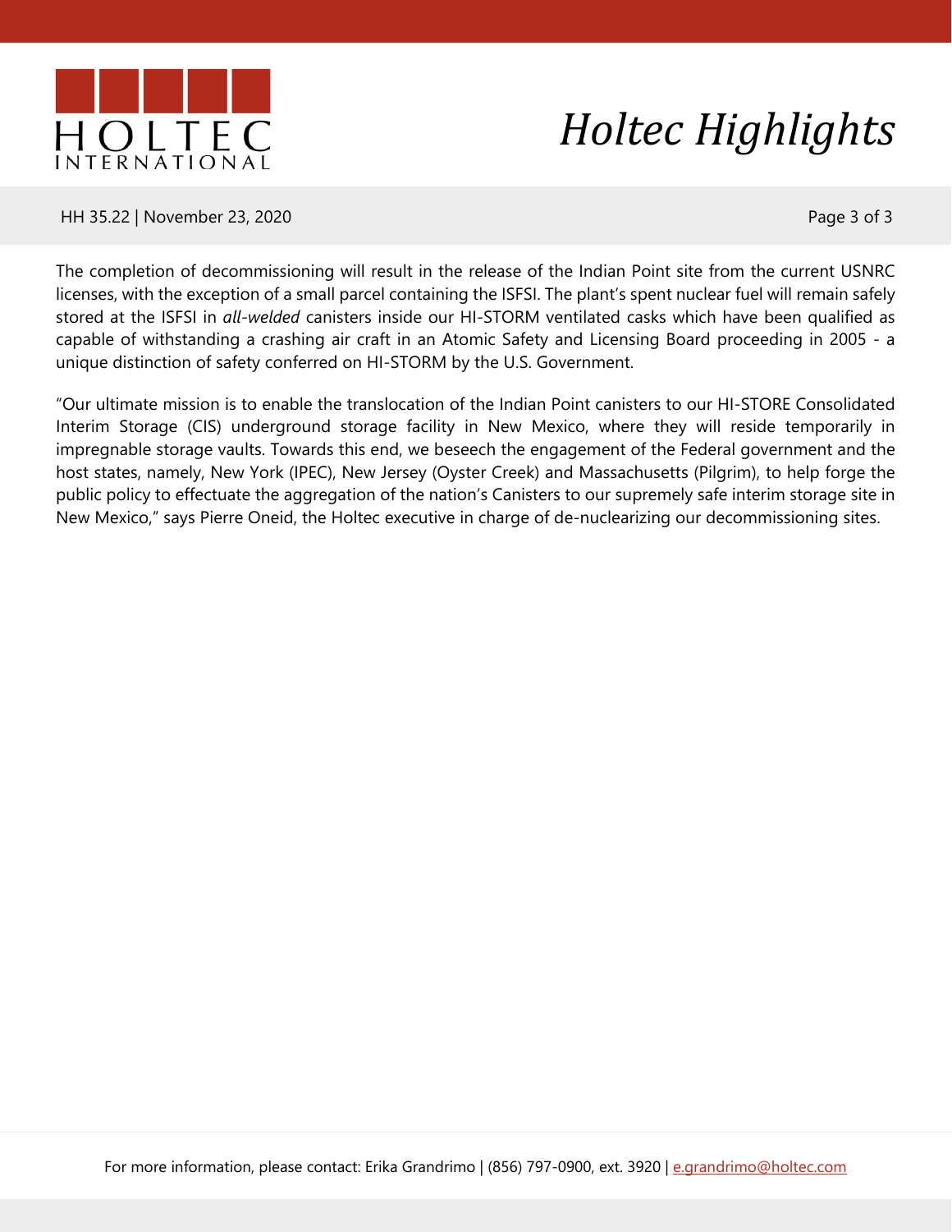The completion of decommissioning will result in the release of the Indian Point site from the current USNRC licenses, with the exception of a small parcel containing the ISFSI. The plant's spent nuclear fuel will remain safely stored at the ISFSI in *all-welded* canisters inside our HI-STORM ventilated casks which have been qualified as capable of withstanding a crashing air craft in an Atomic Safety and Licensing Board proceeding in 2005 - a unique distinction of safety conferred on HI-STORM by the U.S. Government.

"Our ultimate mission is to enable the translocation of the Indian Point canisters to our HI-STORE Consolidated Interim Storage (CIS) underground storage facility in New Mexico, where they will reside temporarily in impregnable storage vaults. Towards this end, we beseech the engagement of the Federal government and the host states, namely, New York (IPEC), New Jersey (Oyster Creek) and Massachusetts (Pilgrim), to help forge the public policy to effectuate the aggregation of the nation's Canisters to our supremely safe interim storage site in New Mexico," says Pierre Oneid, the Holtec executive in charge of de-nuclearizing our decommissioning sites.

For more information, please contact: Erika Grandrimo | (856) 797-0900, ext. 3920 | e.grandrimo@holtec.com